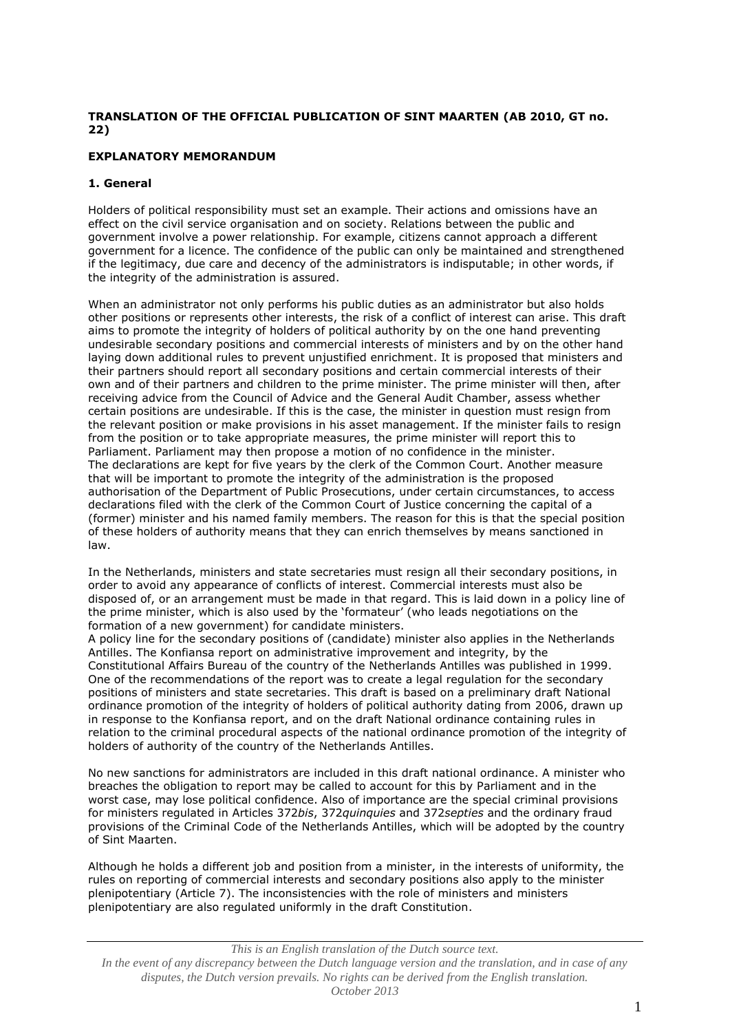**TRANSLATION OF THE OFFICIAL PUBLICATION OF SINT MAARTEN (AB 2010, GT no. 22)**

## EXPLANATORY MEMORANDUM

### 1. General

Holders of political responsibility must set an example. Their actions and omissions have an effect on the civil service organisation and on society. Relations between the public and government involve a power relationship. For example, citizens cannot approach a different government for a licence. The confidence of the public can only be maintained and strengthened if the legitimacy, due care and decency of the administrators is indisputable; in other words, if the integrity of the administration is assured.

When an administrator not only performs his public duties as an administrator but also holds other positions or represents other interests, the risk of a conflict of interest can arise. This draft aims to promote the integrity of holders of political authority by on the one hand preventing undesirable secondary positions and commercial interests of ministers and by on the other hand laying down additional rules to prevent unjustified enrichment. It is proposed that ministers and their partners should report all secondary positions and certain commercial interests of their own and of their partners and children to the prime minister. The prime minister will then, after receiving advice from the Council of Advice and the General Audit Chamber, assess whether certain positions are undesirable. If this is the case, the minister in question must resign from the relevant position or make provisions in his asset management. If the minister fails to resign from the position or to take appropriate measures, the prime minister will report this to Parliament. Parliament may then propose a motion of no confidence in the minister. The declarations are kept for five years by the clerk of the Common Court. Another measure that will be important to promote the integrity of the administration is the proposed authorisation of the Department of Public Prosecutions, under certain circumstances, to access declarations filed with the clerk of the Common Court of Justice concerning the capital of a (former) minister and his named family members. The reason for this is that the special position of these holders of authority means that they can enrich themselves by means sanctioned in law.

In the Netherlands, ministers and state secretaries must resign all their secondary positions, in order to avoid any appearance of conflicts of interest. Commercial interests must also be disposed of, or an arrangement must be made in that regard. This is laid down in a policy line of the prime minister, which is also used by the 'formateur' (who leads negotiations on the formation of a new government) for candidate ministers.
A policy line for the secondary positions of (candidate) minister also applies in the Netherlands Antilles. The Konfiansa report on administrative improvement and integrity, by the Constitutional Affairs Bureau of the country of the Netherlands Antilles was published in 1999. One of the recommendations of the report was to create a legal regulation for the secondary positions of ministers and state secretaries. This draft is based on a preliminary draft National ordinance promotion of the integrity of holders of political authority dating from 2006, drawn up in response to the Konfiansa report, and on the draft National ordinance containing rules in relation to the criminal procedural aspects of the national ordinance promotion of the integrity of holders of authority of the country of the Netherlands Antilles.

No new sanctions for administrators are included in this draft national ordinance. A minister who breaches the obligation to report may be called to account for this by Parliament and in the worst case, may lose political confidence. Also of importance are the special criminal provisions for ministers regulated in Articles 372*bis*, 372*quinquies* and 372*septies* and the ordinary fraud provisions of the Criminal Code of the Netherlands Antilles, which will be adopted by the country of Sint Maarten.

Although he holds a different job and position from a minister, in the interests of uniformity, the rules on reporting of commercial interests and secondary positions also apply to the minister plenipotentiary (Article 7). The inconsistencies with the role of ministers and ministers plenipotentiary are also regulated uniformly in the draft Constitution.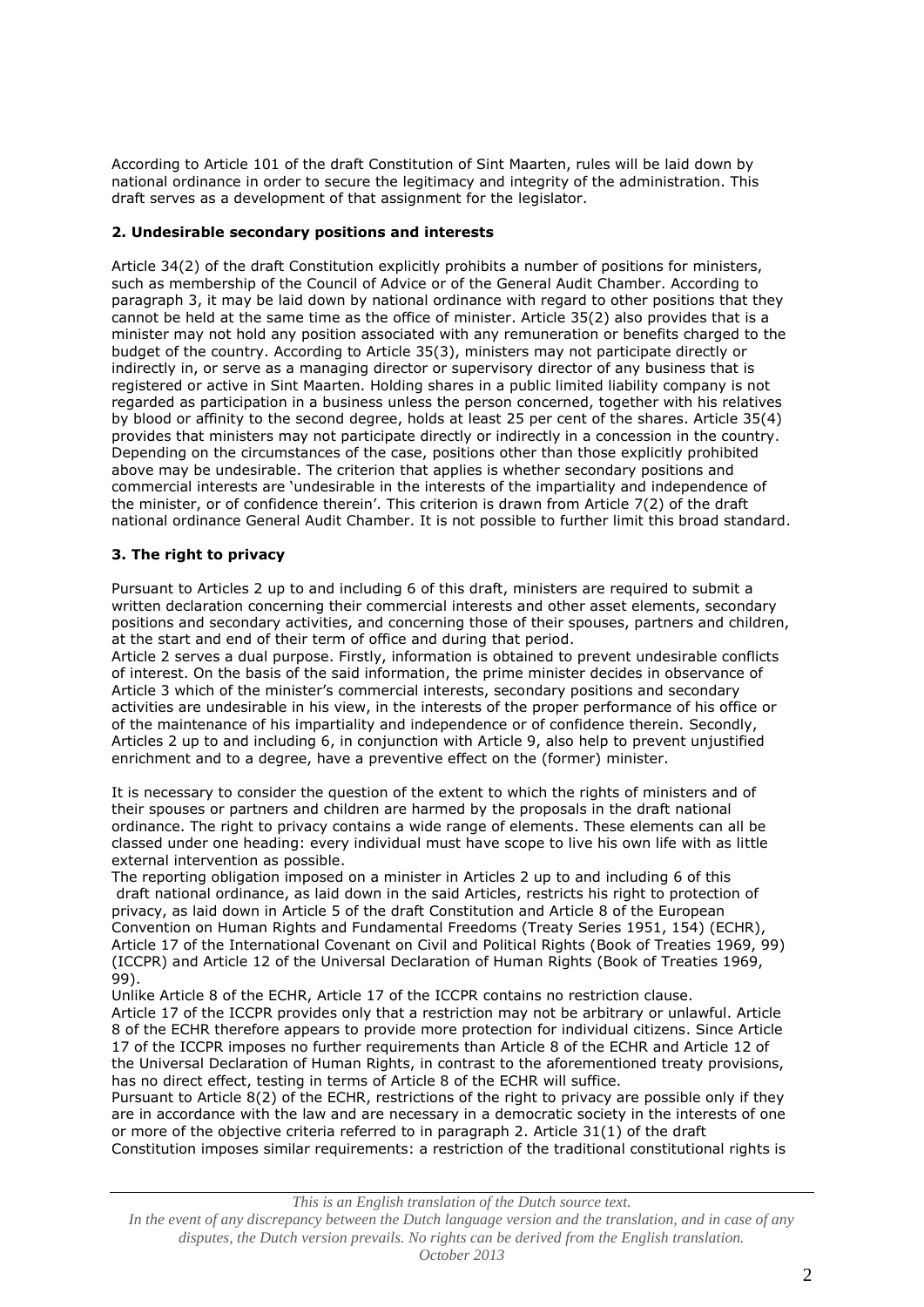According to Article 101 of the draft Constitution of Sint Maarten, rules will be laid down by national ordinance in order to secure the legitimacy and integrity of the administration. This draft serves as a development of that assignment for the legislator.

### 2. Undesirable secondary positions and interests

Article 34(2) of the draft Constitution explicitly prohibits a number of positions for ministers, such as membership of the Council of Advice or of the General Audit Chamber. According to paragraph 3, it may be laid down by national ordinance with regard to other positions that they cannot be held at the same time as the office of minister. Article 35(2) also provides that is a minister may not hold any position associated with any remuneration or benefits charged to the budget of the country. According to Article 35(3), ministers may not participate directly or indirectly in, or serve as a managing director or supervisory director of any business that is registered or active in Sint Maarten. Holding shares in a public limited liability company is not regarded as participation in a business unless the person concerned, together with his relatives by blood or affinity to the second degree, holds at least 25 per cent of the shares. Article 35(4) provides that ministers may not participate directly or indirectly in a concession in the country. Depending on the circumstances of the case, positions other than those explicitly prohibited above may be undesirable. The criterion that applies is whether secondary positions and commercial interests are 'undesirable in the interests of the impartiality and independence of the minister, or of confidence therein'. This criterion is drawn from Article 7(2) of the draft national ordinance General Audit Chamber. It is not possible to further limit this broad standard.

### 3. The right to privacy

Pursuant to Articles 2 up to and including 6 of this draft, ministers are required to submit a written declaration concerning their commercial interests and other asset elements, secondary positions and secondary activities, and concerning those of their spouses, partners and children, at the start and end of their term of office and during that period.
Article 2 serves a dual purpose. Firstly, information is obtained to prevent undesirable conflicts of interest. On the basis of the said information, the prime minister decides in observance of Article 3 which of the minister's commercial interests, secondary positions and secondary activities are undesirable in his view, in the interests of the proper performance of his office or of the maintenance of his impartiality and independence or of confidence therein. Secondly, Articles 2 up to and including 6, in conjunction with Article 9, also help to prevent unjustified enrichment and to a degree, have a preventive effect on the (former) minister.

It is necessary to consider the question of the extent to which the rights of ministers and of their spouses or partners and children are harmed by the proposals in the draft national ordinance. The right to privacy contains a wide range of elements. These elements can all be classed under one heading: every individual must have scope to live his own life with as little external intervention as possible.
The reporting obligation imposed on a minister in Articles 2 up to and including 6 of this draft national ordinance, as laid down in the said Articles, restricts his right to protection of privacy, as laid down in Article 5 of the draft Constitution and Article 8 of the European Convention on Human Rights and Fundamental Freedoms (Treaty Series 1951, 154) (ECHR), Article 17 of the International Covenant on Civil and Political Rights (Book of Treaties 1969, 99) (ICCPR) and Article 12 of the Universal Declaration of Human Rights (Book of Treaties 1969, 99).
Unlike Article 8 of the ECHR, Article 17 of the ICCPR contains no restriction clause.
Article 17 of the ICCPR provides only that a restriction may not be arbitrary or unlawful. Article 8 of the ECHR therefore appears to provide more protection for individual citizens. Since Article 17 of the ICCPR imposes no further requirements than Article 8 of the ECHR and Article 12 of the Universal Declaration of Human Rights, in contrast to the aforementioned treaty provisions, has no direct effect, testing in terms of Article 8 of the ECHR will suffice.
Pursuant to Article 8(2) of the ECHR, restrictions of the right to privacy are possible only if they are in accordance with the law and are necessary in a democratic society in the interests of one or more of the objective criteria referred to in paragraph 2. Article 31(1) of the draft Constitution imposes similar requirements: a restriction of the traditional constitutional rights is

*This is an English translation of the Dutch source text.*
*In the event of any discrepancy between the Dutch language version and the translation, and in case of any disputes, the Dutch version prevails. No rights can be derived from the English translation.*
*October 2013*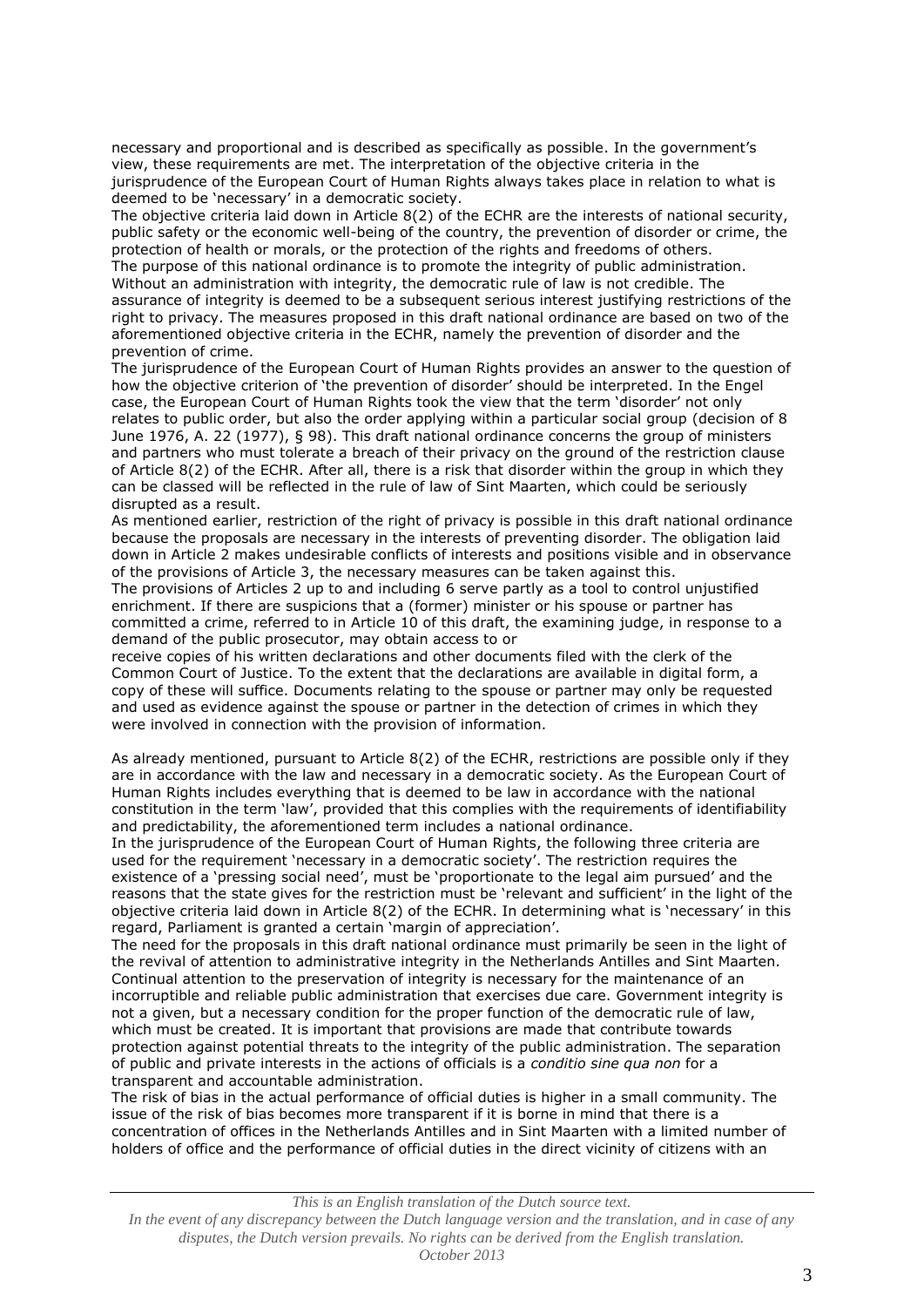necessary and proportional and is described as specifically as possible. In the government's view, these requirements are met. The interpretation of the objective criteria in the jurisprudence of the European Court of Human Rights always takes place in relation to what is deemed to be 'necessary' in a democratic society.

The objective criteria laid down in Article 8(2) of the ECHR are the interests of national security, public safety or the economic well-being of the country, the prevention of disorder or crime, the protection of health or morals, or the protection of the rights and freedoms of others.

The purpose of this national ordinance is to promote the integrity of public administration. Without an administration with integrity, the democratic rule of law is not credible. The assurance of integrity is deemed to be a subsequent serious interest justifying restrictions of the right to privacy. The measures proposed in this draft national ordinance are based on two of the aforementioned objective criteria in the ECHR, namely the prevention of disorder and the prevention of crime.

The jurisprudence of the European Court of Human Rights provides an answer to the question of how the objective criterion of 'the prevention of disorder' should be interpreted. In the Engel case, the European Court of Human Rights took the view that the term 'disorder' not only relates to public order, but also the order applying within a particular social group (decision of 8 June 1976, A. 22 (1977), § 98). This draft national ordinance concerns the group of ministers and partners who must tolerate a breach of their privacy on the ground of the restriction clause of Article 8(2) of the ECHR. After all, there is a risk that disorder within the group in which they can be classed will be reflected in the rule of law of Sint Maarten, which could be seriously disrupted as a result.

As mentioned earlier, restriction of the right of privacy is possible in this draft national ordinance because the proposals are necessary in the interests of preventing disorder. The obligation laid down in Article 2 makes undesirable conflicts of interests and positions visible and in observance of the provisions of Article 3, the necessary measures can be taken against this.

The provisions of Articles 2 up to and including 6 serve partly as a tool to control unjustified enrichment. If there are suspicions that a (former) minister or his spouse or partner has committed a crime, referred to in Article 10 of this draft, the examining judge, in response to a demand of the public prosecutor, may obtain access to or receive copies of his written declarations and other documents filed with the clerk of the Common Court of Justice. To the extent that the declarations are available in digital form, a copy of these will suffice. Documents relating to the spouse or partner may only be requested and used as evidence against the spouse or partner in the detection of crimes in which they were involved in connection with the provision of information.

As already mentioned, pursuant to Article 8(2) of the ECHR, restrictions are possible only if they are in accordance with the law and necessary in a democratic society. As the European Court of Human Rights includes everything that is deemed to be law in accordance with the national constitution in the term 'law', provided that this complies with the requirements of identifiability and predictability, the aforementioned term includes a national ordinance.

In the jurisprudence of the European Court of Human Rights, the following three criteria are used for the requirement 'necessary in a democratic society'. The restriction requires the existence of a 'pressing social need', must be 'proportionate to the legal aim pursued' and the reasons that the state gives for the restriction must be 'relevant and sufficient' in the light of the objective criteria laid down in Article 8(2) of the ECHR. In determining what is 'necessary' in this regard, Parliament is granted a certain 'margin of appreciation'.

The need for the proposals in this draft national ordinance must primarily be seen in the light of the revival of attention to administrative integrity in the Netherlands Antilles and Sint Maarten. Continual attention to the preservation of integrity is necessary for the maintenance of an incorruptible and reliable public administration that exercises due care. Government integrity is not a given, but a necessary condition for the proper function of the democratic rule of law, which must be created. It is important that provisions are made that contribute towards protection against potential threats to the integrity of the public administration. The separation of public and private interests in the actions of officials is a *conditio sine qua non* for a transparent and accountable administration.

The risk of bias in the actual performance of official duties is higher in a small community. The issue of the risk of bias becomes more transparent if it is borne in mind that there is a concentration of offices in the Netherlands Antilles and in Sint Maarten with a limited number of holders of office and the performance of official duties in the direct vicinity of citizens with an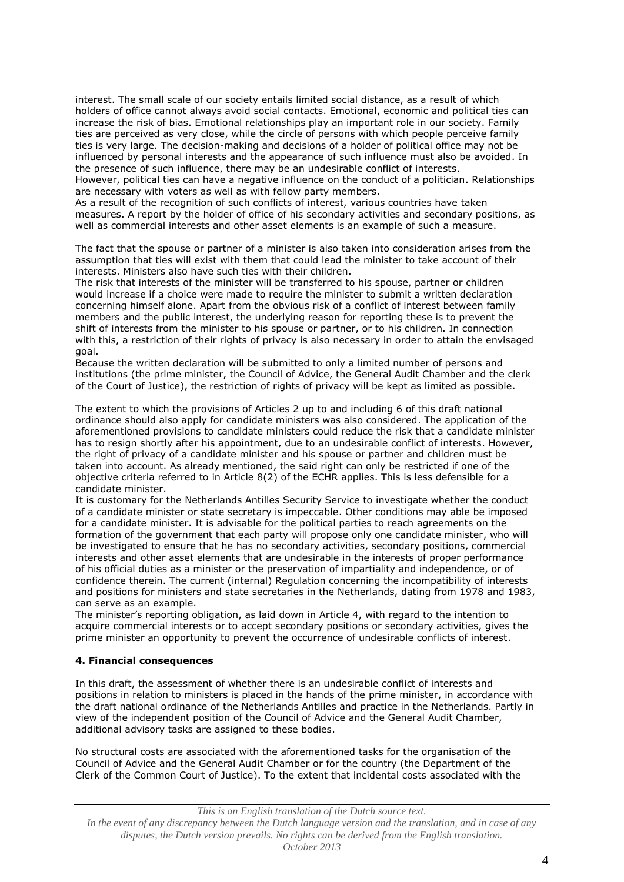interest. The small scale of our society entails limited social distance, as a result of which holders of office cannot always avoid social contacts. Emotional, economic and political ties can increase the risk of bias. Emotional relationships play an important role in our society. Family ties are perceived as very close, while the circle of persons with which people perceive family ties is very large. The decision-making and decisions of a holder of political office may not be influenced by personal interests and the appearance of such influence must also be avoided. In the presence of such influence, there may be an undesirable conflict of interests.
However, political ties can have a negative influence on the conduct of a politician. Relationships are necessary with voters as well as with fellow party members.
As a result of the recognition of such conflicts of interest, various countries have taken measures. A report by the holder of office of his secondary activities and secondary positions, as well as commercial interests and other asset elements is an example of such a measure.

The fact that the spouse or partner of a minister is also taken into consideration arises from the assumption that ties will exist with them that could lead the minister to take account of their interests. Ministers also have such ties with their children.
The risk that interests of the minister will be transferred to his spouse, partner or children would increase if a choice were made to require the minister to submit a written declaration concerning himself alone. Apart from the obvious risk of a conflict of interest between family members and the public interest, the underlying reason for reporting these is to prevent the shift of interests from the minister to his spouse or partner, or to his children. In connection with this, a restriction of their rights of privacy is also necessary in order to attain the envisaged goal.
Because the written declaration will be submitted to only a limited number of persons and institutions (the prime minister, the Council of Advice, the General Audit Chamber and the clerk of the Court of Justice), the restriction of rights of privacy will be kept as limited as possible.

The extent to which the provisions of Articles 2 up to and including 6 of this draft national ordinance should also apply for candidate ministers was also considered. The application of the aforementioned provisions to candidate ministers could reduce the risk that a candidate minister has to resign shortly after his appointment, due to an undesirable conflict of interests. However, the right of privacy of a candidate minister and his spouse or partner and children must be taken into account. As already mentioned, the said right can only be restricted if one of the objective criteria referred to in Article 8(2) of the ECHR applies. This is less defensible for a candidate minister.
It is customary for the Netherlands Antilles Security Service to investigate whether the conduct of a candidate minister or state secretary is impeccable. Other conditions may able be imposed for a candidate minister. It is advisable for the political parties to reach agreements on the formation of the government that each party will propose only one candidate minister, who will be investigated to ensure that he has no secondary activities, secondary positions, commercial interests and other asset elements that are undesirable in the interests of proper performance of his official duties as a minister or the preservation of impartiality and independence, or of confidence therein. The current (internal) Regulation concerning the incompatibility of interests and positions for ministers and state secretaries in the Netherlands, dating from 1978 and 1983, can serve as an example.
The minister's reporting obligation, as laid down in Article 4, with regard to the intention to acquire commercial interests or to accept secondary positions or secondary activities, gives the prime minister an opportunity to prevent the occurrence of undesirable conflicts of interest.

**4. Financial consequences**

In this draft, the assessment of whether there is an undesirable conflict of interests and positions in relation to ministers is placed in the hands of the prime minister, in accordance with the draft national ordinance of the Netherlands Antilles and practice in the Netherlands. Partly in view of the independent position of the Council of Advice and the General Audit Chamber, additional advisory tasks are assigned to these bodies.

No structural costs are associated with the aforementioned tasks for the organisation of the Council of Advice and the General Audit Chamber or for the country (the Department of the Clerk of the Common Court of Justice). To the extent that incidental costs associated with the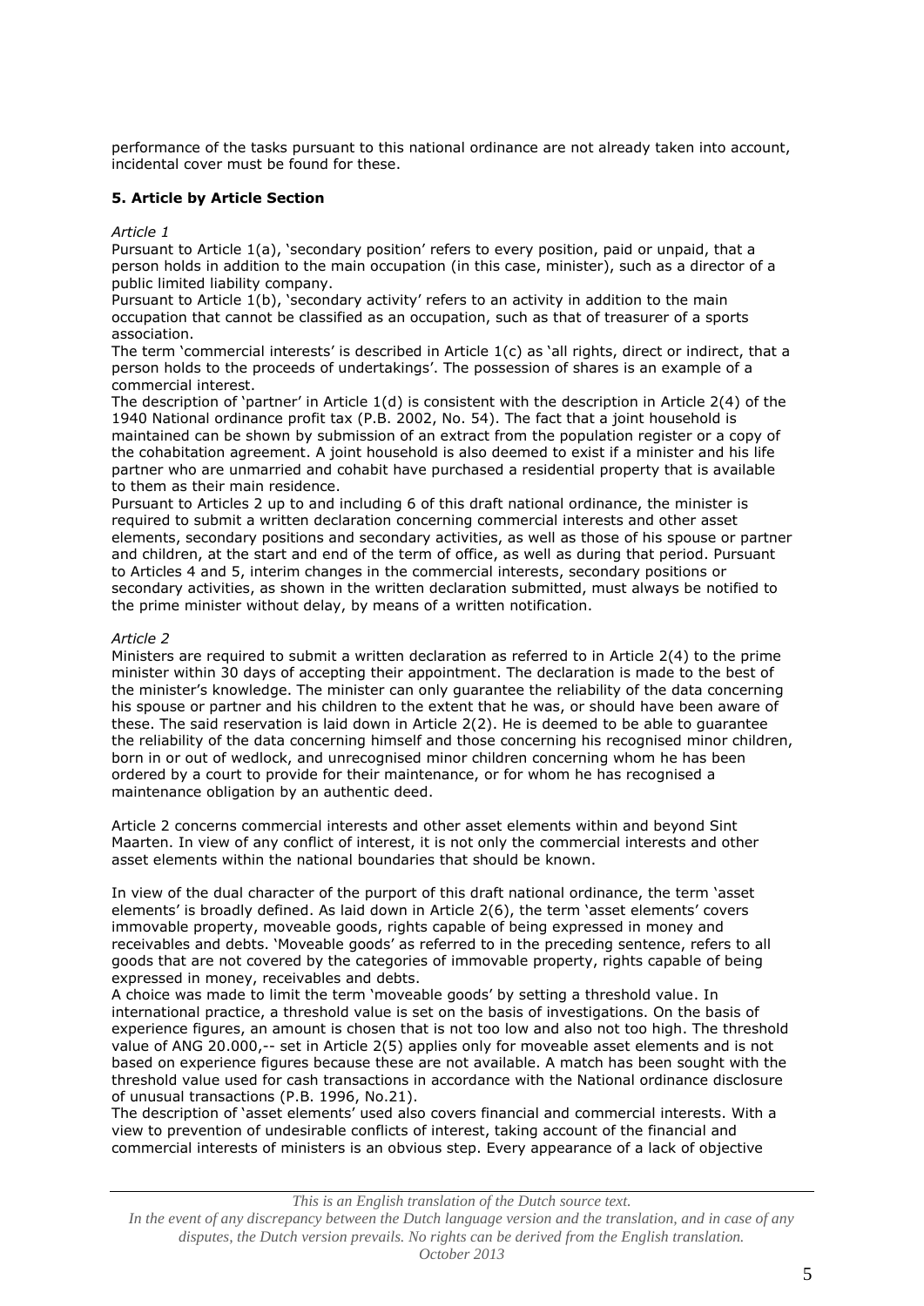performance of the tasks pursuant to this national ordinance are not already taken into account, incidental cover must be found for these.

### 5. Article by Article Section

*Article 1*

Pursuant to Article 1(a), 'secondary position' refers to every position, paid or unpaid, that a person holds in addition to the main occupation (in this case, minister), such as a director of a public limited liability company.

Pursuant to Article 1(b), 'secondary activity' refers to an activity in addition to the main occupation that cannot be classified as an occupation, such as that of treasurer of a sports association.

The term 'commercial interests' is described in Article 1(c) as 'all rights, direct or indirect, that a person holds to the proceeds of undertakings'. The possession of shares is an example of a commercial interest.

The description of 'partner' in Article 1(d) is consistent with the description in Article 2(4) of the 1940 National ordinance profit tax (P.B. 2002, No. 54). The fact that a joint household is maintained can be shown by submission of an extract from the population register or a copy of the cohabitation agreement. A joint household is also deemed to exist if a minister and his life partner who are unmarried and cohabit have purchased a residential property that is available to them as their main residence.

Pursuant to Articles 2 up to and including 6 of this draft national ordinance, the minister is required to submit a written declaration concerning commercial interests and other asset elements, secondary positions and secondary activities, as well as those of his spouse or partner and children, at the start and end of the term of office, as well as during that period. Pursuant to Articles 4 and 5, interim changes in the commercial interests, secondary positions or secondary activities, as shown in the written declaration submitted, must always be notified to the prime minister without delay, by means of a written notification.

*Article 2*

Ministers are required to submit a written declaration as referred to in Article 2(4) to the prime minister within 30 days of accepting their appointment. The declaration is made to the best of the minister's knowledge. The minister can only guarantee the reliability of the data concerning his spouse or partner and his children to the extent that he was, or should have been aware of these. The said reservation is laid down in Article 2(2). He is deemed to be able to guarantee the reliability of the data concerning himself and those concerning his recognised minor children, born in or out of wedlock, and unrecognised minor children concerning whom he has been ordered by a court to provide for their maintenance, or for whom he has recognised a maintenance obligation by an authentic deed.

Article 2 concerns commercial interests and other asset elements within and beyond Sint Maarten. In view of any conflict of interest, it is not only the commercial interests and other asset elements within the national boundaries that should be known.

In view of the dual character of the purport of this draft national ordinance, the term 'asset elements' is broadly defined. As laid down in Article 2(6), the term 'asset elements' covers immovable property, moveable goods, rights capable of being expressed in money and receivables and debts. 'Moveable goods' as referred to in the preceding sentence, refers to all goods that are not covered by the categories of immovable property, rights capable of being expressed in money, receivables and debts.

A choice was made to limit the term 'moveable goods' by setting a threshold value. In international practice, a threshold value is set on the basis of investigations. On the basis of experience figures, an amount is chosen that is not too low and also not too high. The threshold value of ANG 20.000,-- set in Article 2(5) applies only for moveable asset elements and is not based on experience figures because these are not available. A match has been sought with the threshold value used for cash transactions in accordance with the National ordinance disclosure of unusual transactions (P.B. 1996, No.21).

The description of 'asset elements' used also covers financial and commercial interests. With a view to prevention of undesirable conflicts of interest, taking account of the financial and commercial interests of ministers is an obvious step. Every appearance of a lack of objective

*This is an English translation of the Dutch source text.*
*In the event of any discrepancy between the Dutch language version and the translation, and in case of any disputes, the Dutch version prevails. No rights can be derived from the English translation.*
*October 2013*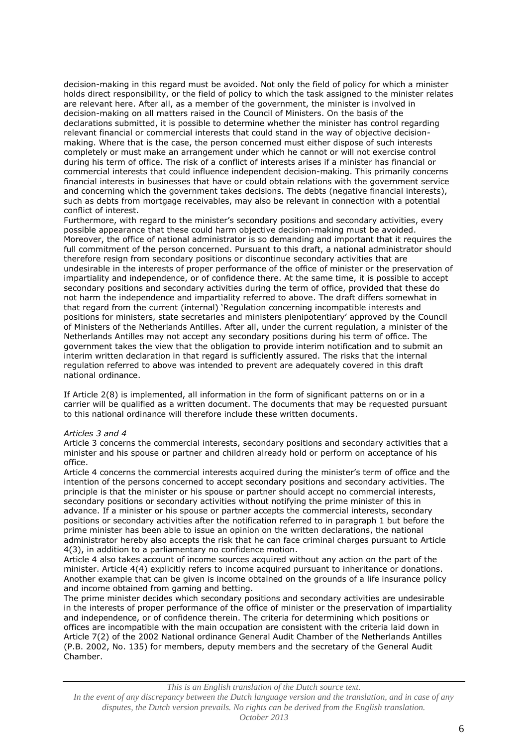decision-making in this regard must be avoided. Not only the field of policy for which a minister holds direct responsibility, or the field of policy to which the task assigned to the minister relates are relevant here. After all, as a member of the government, the minister is involved in decision-making on all matters raised in the Council of Ministers. On the basis of the declarations submitted, it is possible to determine whether the minister has control regarding relevant financial or commercial interests that could stand in the way of objective decision-making. Where that is the case, the person concerned must either dispose of such interests completely or must make an arrangement under which he cannot or will not exercise control during his term of office. The risk of a conflict of interests arises if a minister has financial or commercial interests that could influence independent decision-making. This primarily concerns financial interests in businesses that have or could obtain relations with the government service and concerning which the government takes decisions. The debts (negative financial interests), such as debts from mortgage receivables, may also be relevant in connection with a potential conflict of interest.
Furthermore, with regard to the minister's secondary positions and secondary activities, every possible appearance that these could harm objective decision-making must be avoided. Moreover, the office of national administrator is so demanding and important that it requires the full commitment of the person concerned. Pursuant to this draft, a national administrator should therefore resign from secondary positions or discontinue secondary activities that are undesirable in the interests of proper performance of the office of minister or the preservation of impartiality and independence, or of confidence there. At the same time, it is possible to accept secondary positions and secondary activities during the term of office, provided that these do not harm the independence and impartiality referred to above. The draft differs somewhat in that regard from the current (internal) 'Regulation concerning incompatible interests and positions for ministers, state secretaries and ministers plenipotentiary' approved by the Council of Ministers of the Netherlands Antilles. After all, under the current regulation, a minister of the Netherlands Antilles may not accept any secondary positions during his term of office. The government takes the view that the obligation to provide interim notification and to submit an interim written declaration in that regard is sufficiently assured. The risks that the internal regulation referred to above was intended to prevent are adequately covered in this draft national ordinance.

If Article 2(8) is implemented, all information in the form of significant patterns on or in a carrier will be qualified as a written document. The documents that may be requested pursuant to this national ordinance will therefore include these written documents.

*Articles 3 and 4*
Article 3 concerns the commercial interests, secondary positions and secondary activities that a minister and his spouse or partner and children already hold or perform on acceptance of his office.
Article 4 concerns the commercial interests acquired during the minister's term of office and the intention of the persons concerned to accept secondary positions and secondary activities. The principle is that the minister or his spouse or partner should accept no commercial interests, secondary positions or secondary activities without notifying the prime minister of this in advance. If a minister or his spouse or partner accepts the commercial interests, secondary positions or secondary activities after the notification referred to in paragraph 1 but before the prime minister has been able to issue an opinion on the written declarations, the national administrator hereby also accepts the risk that he can face criminal charges pursuant to Article 4(3), in addition to a parliamentary no confidence motion.
Article 4 also takes account of income sources acquired without any action on the part of the minister. Article 4(4) explicitly refers to income acquired pursuant to inheritance or donations. Another example that can be given is income obtained on the grounds of a life insurance policy and income obtained from gaming and betting.
The prime minister decides which secondary positions and secondary activities are undesirable in the interests of proper performance of the office of minister or the preservation of impartiality and independence, or of confidence therein. The criteria for determining which positions or offices are incompatible with the main occupation are consistent with the criteria laid down in Article 7(2) of the 2002 National ordinance General Audit Chamber of the Netherlands Antilles (P.B. 2002, No. 135) for members, deputy members and the secretary of the General Audit Chamber.

*This is an English translation of the Dutch source text.*
*In the event of any discrepancy between the Dutch language version and the translation, and in case of any disputes, the Dutch version prevails. No rights can be derived from the English translation.*
*October 2013*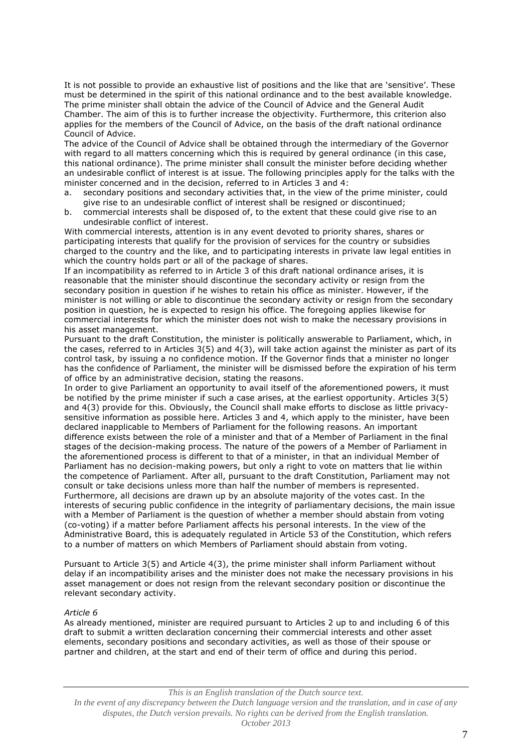It is not possible to provide an exhaustive list of positions and the like that are 'sensitive'. These must be determined in the spirit of this national ordinance and to the best available knowledge. The prime minister shall obtain the advice of the Council of Advice and the General Audit Chamber. The aim of this is to further increase the objectivity. Furthermore, this criterion also applies for the members of the Council of Advice, on the basis of the draft national ordinance Council of Advice.

The advice of the Council of Advice shall be obtained through the intermediary of the Governor with regard to all matters concerning which this is required by general ordinance (in this case, this national ordinance). The prime minister shall consult the minister before deciding whether an undesirable conflict of interest is at issue. The following principles apply for the talks with the minister concerned and in the decision, referred to in Articles 3 and 4:

a. secondary positions and secondary activities that, in the view of the prime minister, could give rise to an undesirable conflict of interest shall be resigned or discontinued;
b. commercial interests shall be disposed of, to the extent that these could give rise to an undesirable conflict of interest.

With commercial interests, attention is in any event devoted to priority shares, shares or participating interests that qualify for the provision of services for the country or subsidies charged to the country and the like, and to participating interests in private law legal entities in which the country holds part or all of the package of shares.

If an incompatibility as referred to in Article 3 of this draft national ordinance arises, it is reasonable that the minister should discontinue the secondary activity or resign from the secondary position in question if he wishes to retain his office as minister. However, if the minister is not willing or able to discontinue the secondary activity or resign from the secondary position in question, he is expected to resign his office. The foregoing applies likewise for commercial interests for which the minister does not wish to make the necessary provisions in his asset management.

Pursuant to the draft Constitution, the minister is politically answerable to Parliament, which, in the cases, referred to in Articles 3(5) and 4(3), will take action against the minister as part of its control task, by issuing a no confidence motion. If the Governor finds that a minister no longer has the confidence of Parliament, the minister will be dismissed before the expiration of his term of office by an administrative decision, stating the reasons.

In order to give Parliament an opportunity to avail itself of the aforementioned powers, it must be notified by the prime minister if such a case arises, at the earliest opportunity. Articles 3(5) and 4(3) provide for this. Obviously, the Council shall make efforts to disclose as little privacy-sensitive information as possible here. Articles 3 and 4, which apply to the minister, have been declared inapplicable to Members of Parliament for the following reasons. An important difference exists between the role of a minister and that of a Member of Parliament in the final stages of the decision-making process. The nature of the powers of a Member of Parliament in the aforementioned process is different to that of a minister, in that an individual Member of Parliament has no decision-making powers, but only a right to vote on matters that lie within the competence of Parliament. After all, pursuant to the draft Constitution, Parliament may not consult or take decisions unless more than half the number of members is represented. Furthermore, all decisions are drawn up by an absolute majority of the votes cast. In the interests of securing public confidence in the integrity of parliamentary decisions, the main issue with a Member of Parliament is the question of whether a member should abstain from voting (co-voting) if a matter before Parliament affects his personal interests. In the view of the Administrative Board, this is adequately regulated in Article 53 of the Constitution, which refers to a number of matters on which Members of Parliament should abstain from voting.

Pursuant to Article 3(5) and Article 4(3), the prime minister shall inform Parliament without delay if an incompatibility arises and the minister does not make the necessary provisions in his asset management or does not resign from the relevant secondary position or discontinue the relevant secondary activity.

*Article 6*

As already mentioned, minister are required pursuant to Articles 2 up to and including 6 of this draft to submit a written declaration concerning their commercial interests and other asset elements, secondary positions and secondary activities, as well as those of their spouse or partner and children, at the start and end of their term of office and during this period.

*This is an English translation of the Dutch source text.*
*In the event of any discrepancy between the Dutch language version and the translation, and in case of any disputes, the Dutch version prevails. No rights can be derived from the English translation.*
*October 2013*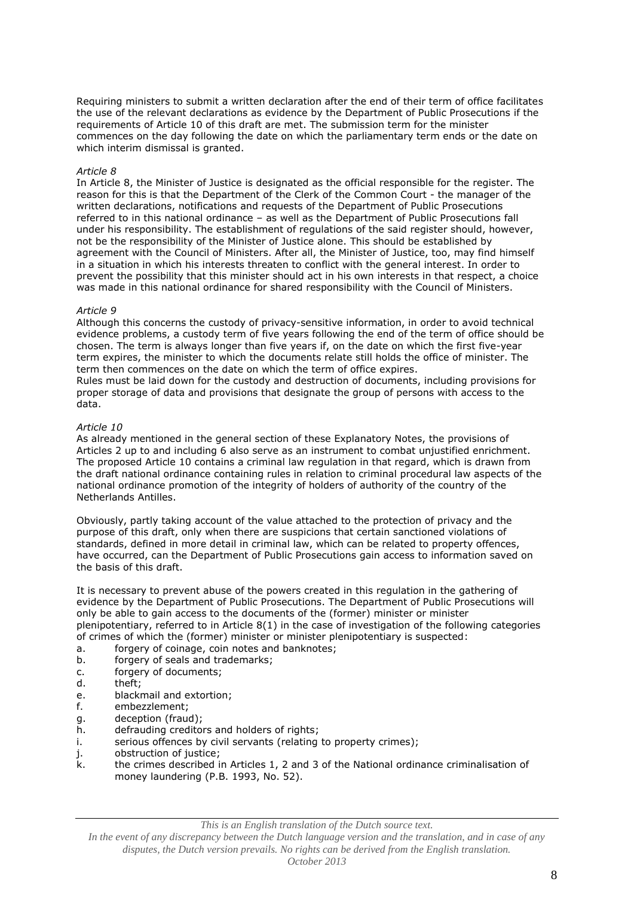Requiring ministers to submit a written declaration after the end of their term of office facilitates the use of the relevant declarations as evidence by the Department of Public Prosecutions if the requirements of Article 10 of this draft are met. The submission term for the minister commences on the day following the date on which the parliamentary term ends or the date on which interim dismissal is granted.

*Article 8*

In Article 8, the Minister of Justice is designated as the official responsible for the register. The reason for this is that the Department of the Clerk of the Common Court - the manager of the written declarations, notifications and requests of the Department of Public Prosecutions referred to in this national ordinance – as well as the Department of Public Prosecutions fall under his responsibility. The establishment of regulations of the said register should, however, not be the responsibility of the Minister of Justice alone. This should be established by agreement with the Council of Ministers. After all, the Minister of Justice, too, may find himself in a situation in which his interests threaten to conflict with the general interest. In order to prevent the possibility that this minister should act in his own interests in that respect, a choice was made in this national ordinance for shared responsibility with the Council of Ministers.

*Article 9*

Although this concerns the custody of privacy-sensitive information, in order to avoid technical evidence problems, a custody term of five years following the end of the term of office should be chosen. The term is always longer than five years if, on the date on which the first five-year term expires, the minister to which the documents relate still holds the office of minister. The term then commences on the date on which the term of office expires.

Rules must be laid down for the custody and destruction of documents, including provisions for proper storage of data and provisions that designate the group of persons with access to the data.

*Article 10*

As already mentioned in the general section of these Explanatory Notes, the provisions of Articles 2 up to and including 6 also serve as an instrument to combat unjustified enrichment. The proposed Article 10 contains a criminal law regulation in that regard, which is drawn from the draft national ordinance containing rules in relation to criminal procedural law aspects of the national ordinance promotion of the integrity of holders of authority of the country of the Netherlands Antilles.

Obviously, partly taking account of the value attached to the protection of privacy and the purpose of this draft, only when there are suspicions that certain sanctioned violations of standards, defined in more detail in criminal law, which can be related to property offences, have occurred, can the Department of Public Prosecutions gain access to information saved on the basis of this draft.

It is necessary to prevent abuse of the powers created in this regulation in the gathering of evidence by the Department of Public Prosecutions. The Department of Public Prosecutions will only be able to gain access to the documents of the (former) minister or minister plenipotentiary, referred to in Article 8(1) in the case of investigation of the following categories of crimes of which the (former) minister or minister plenipotentiary is suspected:

a. forgery of coinage, coin notes and banknotes;
b. forgery of seals and trademarks;
c. forgery of documents;
d. theft;
e. blackmail and extortion;
f. embezzlement;
g. deception (fraud);
h. defrauding creditors and holders of rights;
i. serious offences by civil servants (relating to property crimes);
j. obstruction of justice;
k. the crimes described in Articles 1, 2 and 3 of the National ordinance criminalisation of money laundering (P.B. 1993, No. 52).

*This is an English translation of the Dutch source text.*
*In the event of any discrepancy between the Dutch language version and the translation, and in case of any disputes, the Dutch version prevails. No rights can be derived from the English translation.*
*October 2013*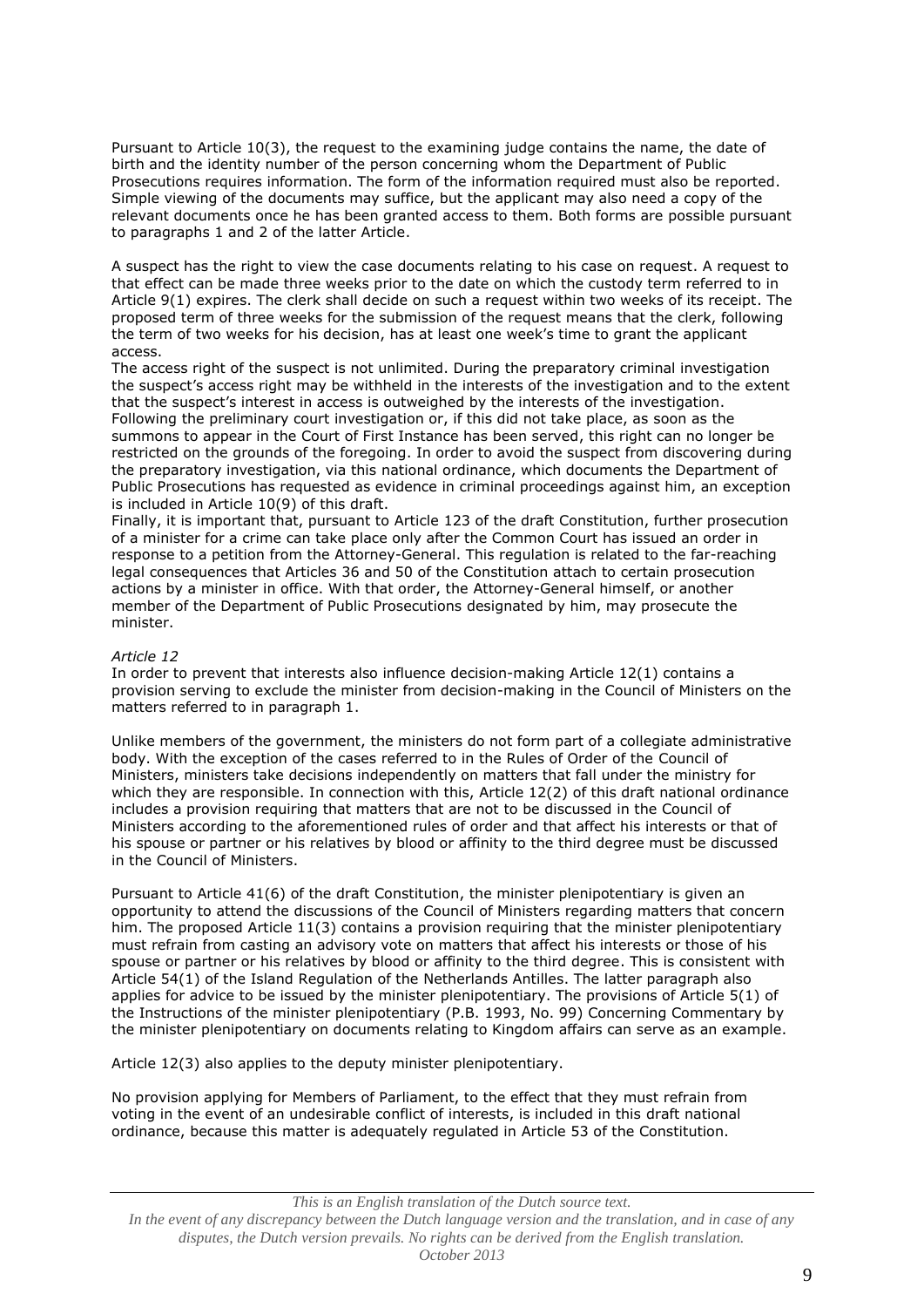Pursuant to Article 10(3), the request to the examining judge contains the name, the date of birth and the identity number of the person concerning whom the Department of Public Prosecutions requires information. The form of the information required must also be reported. Simple viewing of the documents may suffice, but the applicant may also need a copy of the relevant documents once he has been granted access to them. Both forms are possible pursuant to paragraphs 1 and 2 of the latter Article.

A suspect has the right to view the case documents relating to his case on request. A request to that effect can be made three weeks prior to the date on which the custody term referred to in Article 9(1) expires. The clerk shall decide on such a request within two weeks of its receipt. The proposed term of three weeks for the submission of the request means that the clerk, following the term of two weeks for his decision, has at least one week's time to grant the applicant access.

The access right of the suspect is not unlimited. During the preparatory criminal investigation the suspect's access right may be withheld in the interests of the investigation and to the extent that the suspect's interest in access is outweighed by the interests of the investigation. Following the preliminary court investigation or, if this did not take place, as soon as the summons to appear in the Court of First Instance has been served, this right can no longer be restricted on the grounds of the foregoing. In order to avoid the suspect from discovering during the preparatory investigation, via this national ordinance, which documents the Department of Public Prosecutions has requested as evidence in criminal proceedings against him, an exception is included in Article 10(9) of this draft.

Finally, it is important that, pursuant to Article 123 of the draft Constitution, further prosecution of a minister for a crime can take place only after the Common Court has issued an order in response to a petition from the Attorney-General. This regulation is related to the far-reaching legal consequences that Articles 36 and 50 of the Constitution attach to certain prosecution actions by a minister in office. With that order, the Attorney-General himself, or another member of the Department of Public Prosecutions designated by him, may prosecute the minister.

*Article 12*

In order to prevent that interests also influence decision-making Article 12(1) contains a provision serving to exclude the minister from decision-making in the Council of Ministers on the matters referred to in paragraph 1.

Unlike members of the government, the ministers do not form part of a collegiate administrative body. With the exception of the cases referred to in the Rules of Order of the Council of Ministers, ministers take decisions independently on matters that fall under the ministry for which they are responsible. In connection with this, Article 12(2) of this draft national ordinance includes a provision requiring that matters that are not to be discussed in the Council of Ministers according to the aforementioned rules of order and that affect his interests or that of his spouse or partner or his relatives by blood or affinity to the third degree must be discussed in the Council of Ministers.

Pursuant to Article 41(6) of the draft Constitution, the minister plenipotentiary is given an opportunity to attend the discussions of the Council of Ministers regarding matters that concern him. The proposed Article 11(3) contains a provision requiring that the minister plenipotentiary must refrain from casting an advisory vote on matters that affect his interests or those of his spouse or partner or his relatives by blood or affinity to the third degree. This is consistent with Article 54(1) of the Island Regulation of the Netherlands Antilles. The latter paragraph also applies for advice to be issued by the minister plenipotentiary. The provisions of Article 5(1) of the Instructions of the minister plenipotentiary (P.B. 1993, No. 99) Concerning Commentary by the minister plenipotentiary on documents relating to Kingdom affairs can serve as an example.

Article 12(3) also applies to the deputy minister plenipotentiary.

No provision applying for Members of Parliament, to the effect that they must refrain from voting in the event of an undesirable conflict of interests, is included in this draft national ordinance, because this matter is adequately regulated in Article 53 of the Constitution.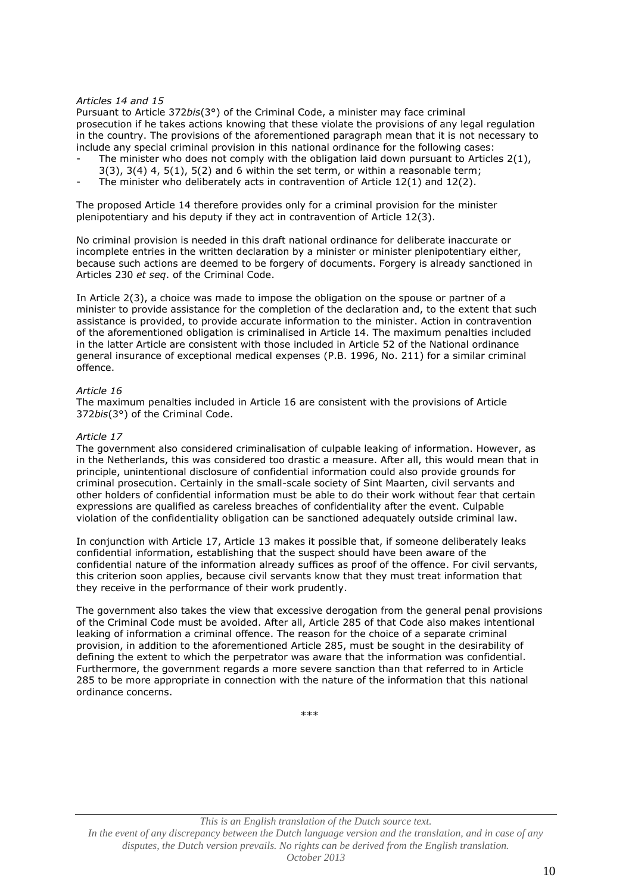*Articles 14 and 15*

Pursuant to Article 372*bis*(3°) of the Criminal Code, a minister may face criminal prosecution if he takes actions knowing that these violate the provisions of any legal regulation in the country. The provisions of the aforementioned paragraph mean that it is not necessary to include any special criminal provision in this national ordinance for the following cases:

- The minister who does not comply with the obligation laid down pursuant to Articles 2(1), 3(3), 3(4) 4, 5(1), 5(2) and 6 within the set term, or within a reasonable term;
- The minister who deliberately acts in contravention of Article 12(1) and 12(2).

The proposed Article 14 therefore provides only for a criminal provision for the minister plenipotentiary and his deputy if they act in contravention of Article 12(3).

No criminal provision is needed in this draft national ordinance for deliberate inaccurate or incomplete entries in the written declaration by a minister or minister plenipotentiary either, because such actions are deemed to be forgery of documents. Forgery is already sanctioned in Articles 230 *et seq*. of the Criminal Code.

In Article 2(3), a choice was made to impose the obligation on the spouse or partner of a minister to provide assistance for the completion of the declaration and, to the extent that such assistance is provided, to provide accurate information to the minister. Action in contravention of the aforementioned obligation is criminalised in Article 14. The maximum penalties included in the latter Article are consistent with those included in Article 52 of the National ordinance general insurance of exceptional medical expenses (P.B. 1996, No. 211) for a similar criminal offence.

*Article 16*

The maximum penalties included in Article 16 are consistent with the provisions of Article 372*bis*(3°) of the Criminal Code.

*Article 17*

The government also considered criminalisation of culpable leaking of information. However, as in the Netherlands, this was considered too drastic a measure. After all, this would mean that in principle, unintentional disclosure of confidential information could also provide grounds for criminal prosecution. Certainly in the small-scale society of Sint Maarten, civil servants and other holders of confidential information must be able to do their work without fear that certain expressions are qualified as careless breaches of confidentiality after the event. Culpable violation of the confidentiality obligation can be sanctioned adequately outside criminal law.

In conjunction with Article 17, Article 13 makes it possible that, if someone deliberately leaks confidential information, establishing that the suspect should have been aware of the confidential nature of the information already suffices as proof of the offence. For civil servants, this criterion soon applies, because civil servants know that they must treat information that they receive in the performance of their work prudently.

The government also takes the view that excessive derogation from the general penal provisions of the Criminal Code must be avoided. After all, Article 285 of that Code also makes intentional leaking of information a criminal offence. The reason for the choice of a separate criminal provision, in addition to the aforementioned Article 285, must be sought in the desirability of defining the extent to which the perpetrator was aware that the information was confidential. Furthermore, the government regards a more severe sanction than that referred to in Article 285 to be more appropriate in connection with the nature of the information that this national ordinance concerns.

\*\*\*